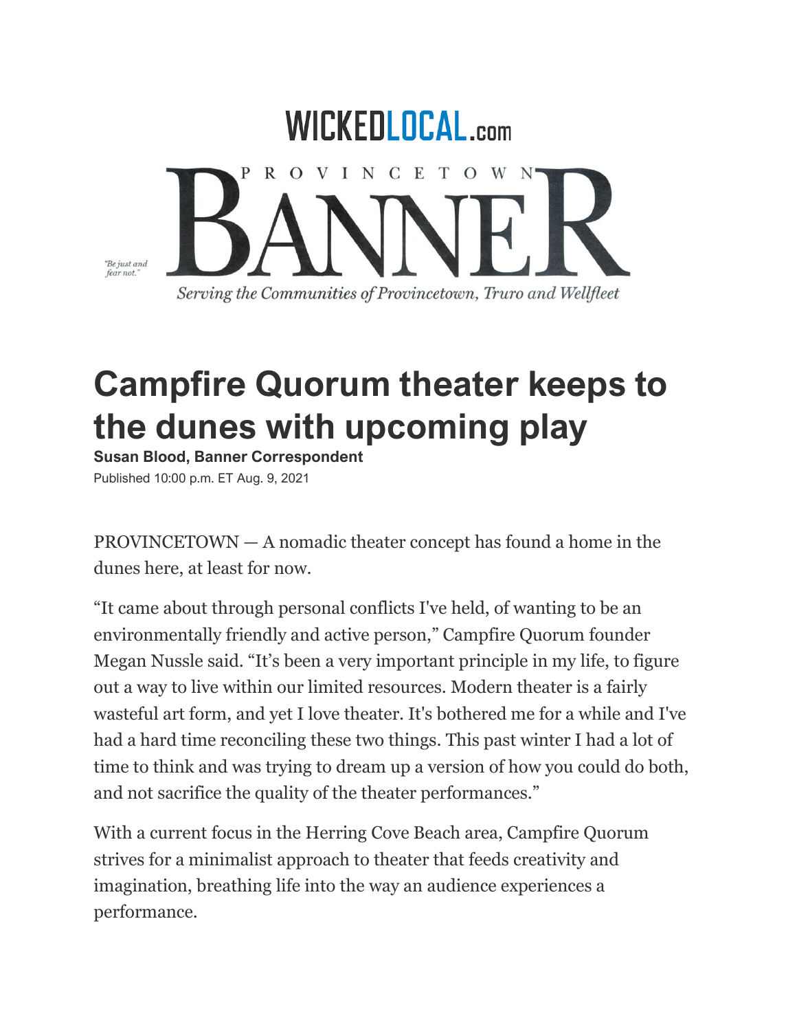WICKEDLOCAL.com

PROVINCETOWN BANNER

"Be just and fear not."

*Serving the Communities of Provincetown, Truro and Wellfleet*

# Campfire Quorum theater keeps to the dunes with upcoming play

**Susan Blood, Banner Correspondent**

Published 10:00 p.m. ET Aug. 9, 2021

PROVINCETOWN — A nomadic theater concept has found a home in the dunes here, at least for now.

"It came about through personal conflicts I've held, of wanting to be an environmentally friendly and active person," Campfire Quorum founder Megan Nussle said. "It's been a very important principle in my life, to figure out a way to live within our limited resources. Modern theater is a fairly wasteful art form, and yet I love theater. It's bothered me for a while and I've had a hard time reconciling these two things. This past winter I had a lot of time to think and was trying to dream up a version of how you could do both, and not sacrifice the quality of the theater performances."

With a current focus in the Herring Cove Beach area, Campfire Quorum strives for a minimalist approach to theater that feeds creativity and imagination, breathing life into the way an audience experiences a performance.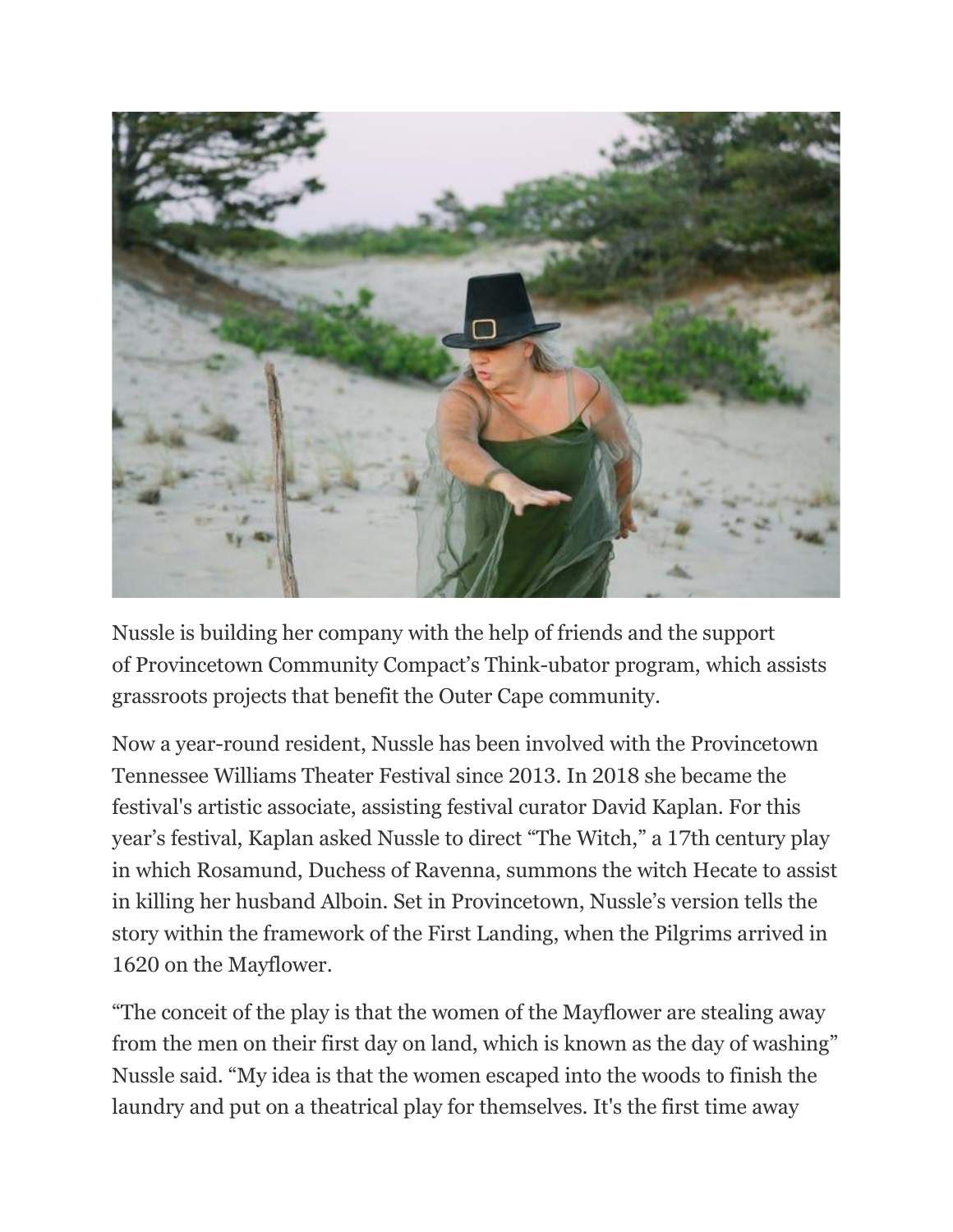Nussle is building her company with the help of friends and the support of Provincetown Community Compact's Think-ubator program, which assists grassroots projects that benefit the Outer Cape community.

Now a year-round resident, Nussle has been involved with the Provincetown Tennessee Williams Theater Festival since 2013. In 2018 she became the festival's artistic associate, assisting festival curator David Kaplan. For this year's festival, Kaplan asked Nussle to direct "The Witch," a 17th century play in which Rosamund, Duchess of Ravenna, summons the witch Hecate to assist in killing her husband Alboin. Set in Provincetown, Nussle's version tells the story within the framework of the First Landing, when the Pilgrims arrived in 1620 on the Mayflower.

"The conceit of the play is that the women of the Mayflower are stealing away from the men on their first day on land, which is known as the day of washing" Nussle said. "My idea is that the women escaped into the woods to finish the laundry and put on a theatrical play for themselves. It's the first time away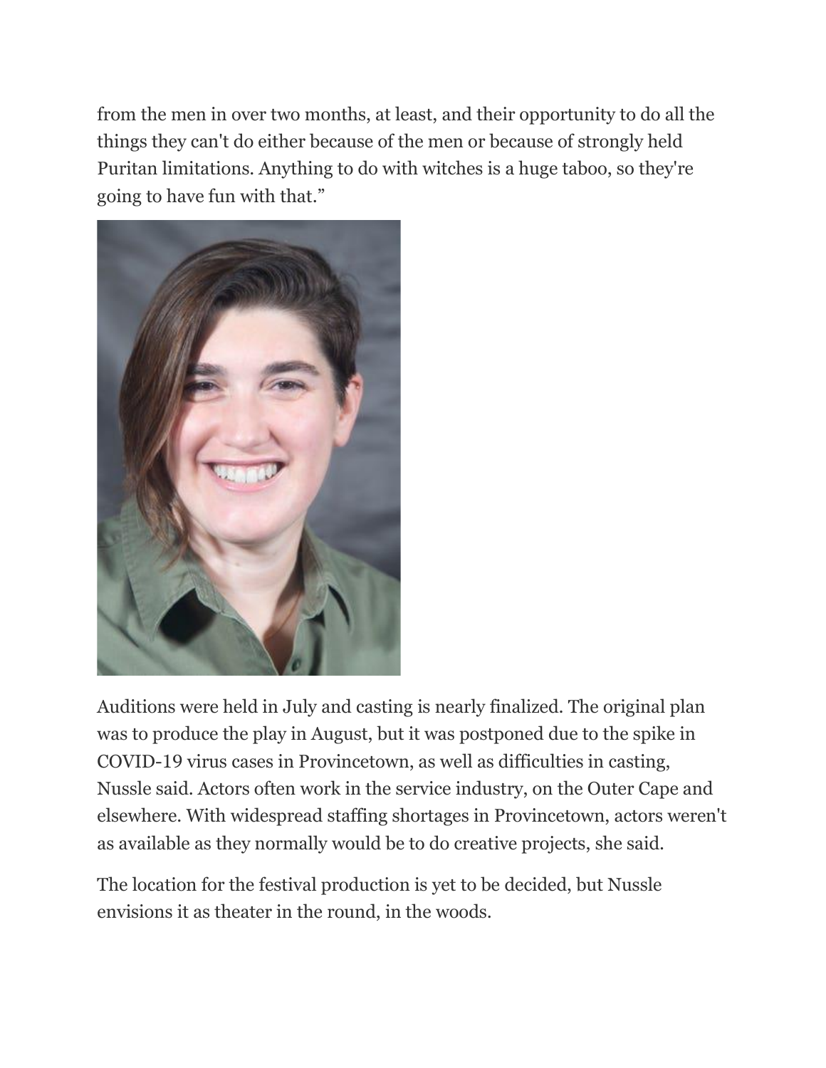from the men in over two months, at least, and their opportunity to do all the things they can't do either because of the men or because of strongly held Puritan limitations. Anything to do with witches is a huge taboo, so they're going to have fun with that."

Auditions were held in July and casting is nearly finalized. The original plan was to produce the play in August, but it was postponed due to the spike in COVID-19 virus cases in Provincetown, as well as difficulties in casting, Nussle said. Actors often work in the service industry, on the Outer Cape and elsewhere. With widespread staffing shortages in Provincetown, actors weren't as available as they normally would be to do creative projects, she said.

The location for the festival production is yet to be decided, but Nussle envisions it as theater in the round, in the woods.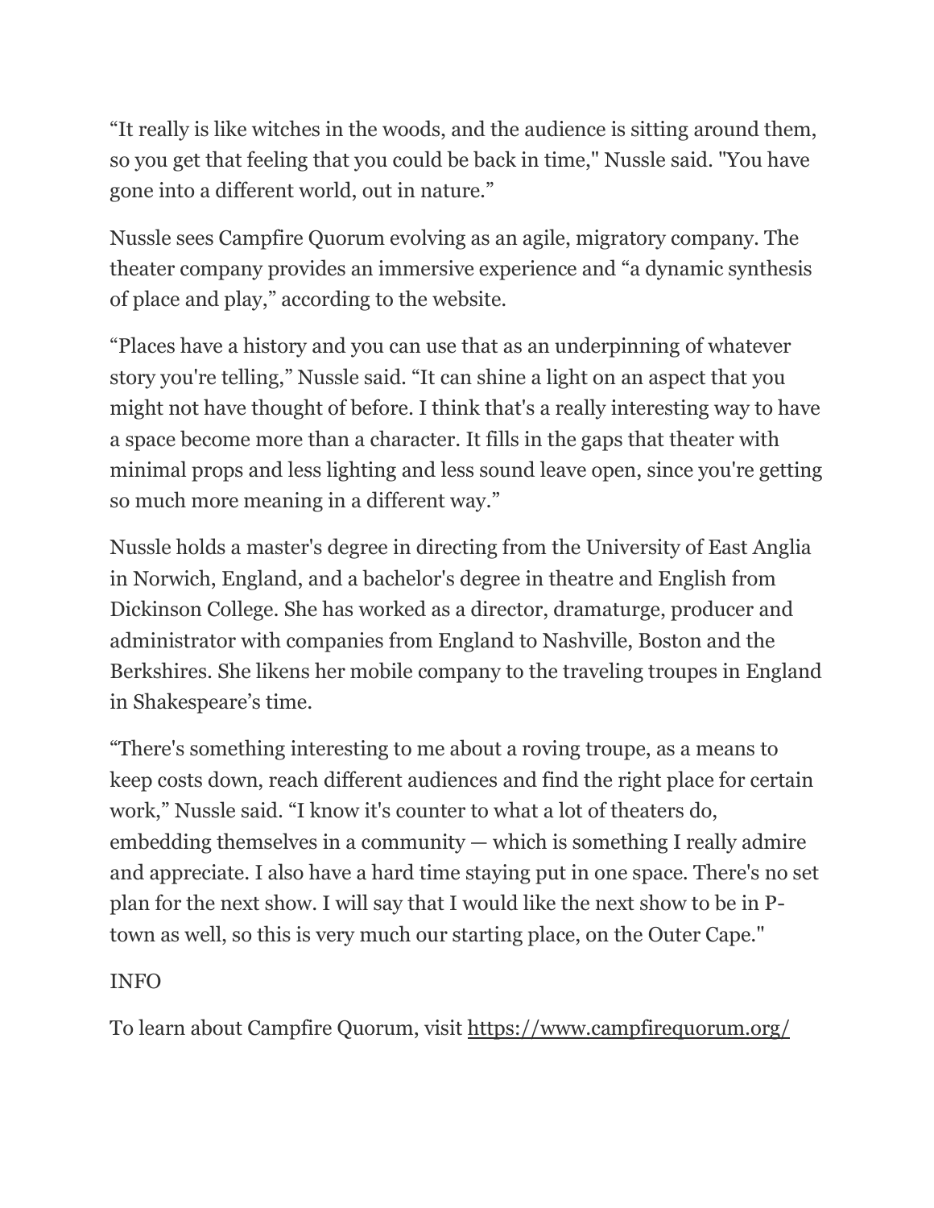“It really is like witches in the woods, and the audience is sitting around them, so you get that feeling that you could be back in time," Nussle said. "You have gone into a different world, out in nature.”

Nussle sees Campfire Quorum evolving as an agile, migratory company. The theater company provides an immersive experience and “a dynamic synthesis of place and play,” according to the website.

“Places have a history and you can use that as an underpinning of whatever story you're telling,” Nussle said. “It can shine a light on an aspect that you might not have thought of before. I think that's a really interesting way to have a space become more than a character. It fills in the gaps that theater with minimal props and less lighting and less sound leave open, since you're getting so much more meaning in a different way.”

Nussle holds a master's degree in directing from the University of East Anglia in Norwich, England, and a bachelor's degree in theatre and English from Dickinson College. She has worked as a director, dramaturge, producer and administrator with companies from England to Nashville, Boston and the Berkshires. She likens her mobile company to the traveling troupes in England in Shakespeare’s time.

“There's something interesting to me about a roving troupe, as a means to keep costs down, reach different audiences and find the right place for certain work,” Nussle said. “I know it's counter to what a lot of theaters do, embedding themselves in a community — which is something I really admire and appreciate. I also have a hard time staying put in one space. There's no set plan for the next show. I will say that I would like the next show to be in P-town as well, so this is very much our starting place, on the Outer Cape."

INFO

To learn about Campfire Quorum, visit [https://www.campfirequorum.org/](https://www.campfirequorum.org/)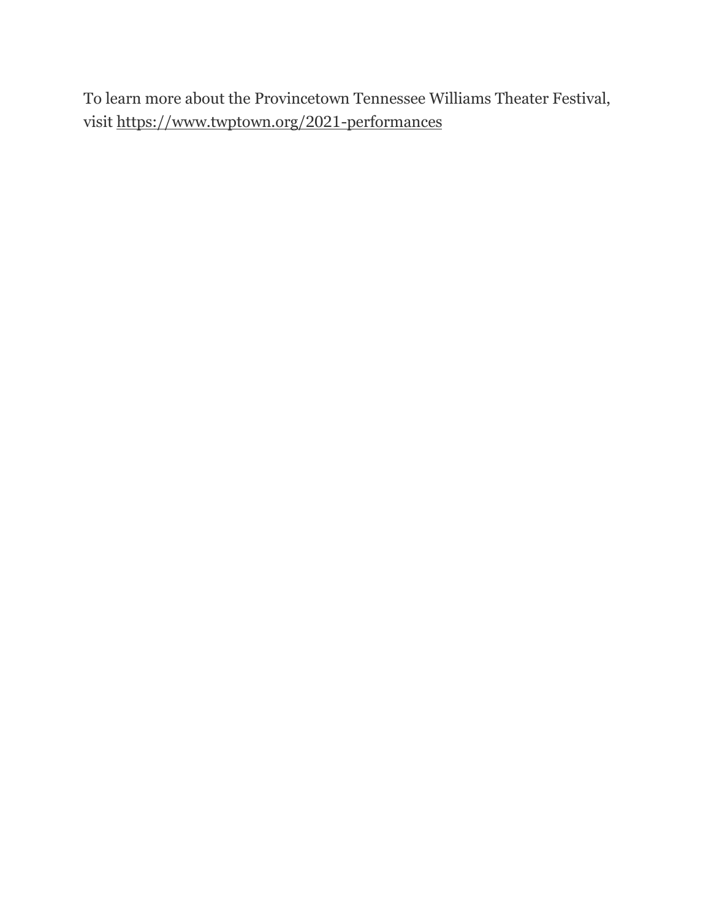To learn more about the Provincetown Tennessee Williams Theater Festival, visit https://www.twptown.org/2021-performances